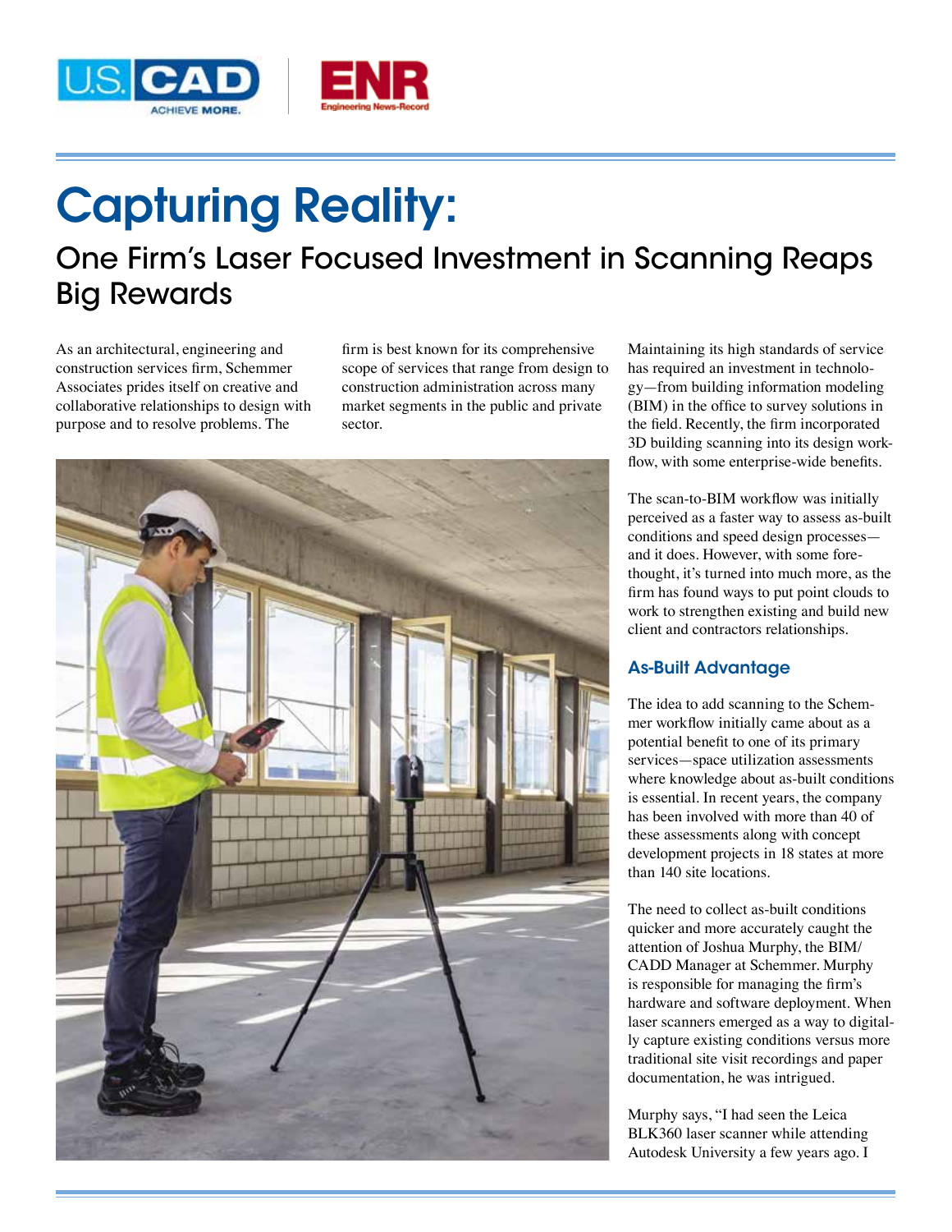# Capturing Reality:

## One Firm's Laser Focused Investment in Scanning Reaps Big Rewards

As an architectural, engineering and construction services firm, Schemmer Associates prides itself on creative and collaborative relationships to design with purpose and to resolve problems. The firm is best known for its comprehensive scope of services that range from design to construction administration across many market segments in the public and private sector.

Maintaining its high standards of service has required an investment in technology—from building information modeling (BIM) in the office to survey solutions in the field. Recently, the firm incorporated 3D building scanning into its design workflow, with some enterprise-wide benefits.

The scan-to-BIM workflow was initially perceived as a faster way to assess as-built conditions and speed design processes—and it does. However, with some forethought, it's turned into much more, as the firm has found ways to put point clouds to work to strengthen existing and build new client and contractors relationships.

### As-Built Advantage

The idea to add scanning to the Schemmer workflow initially came about as a potential benefit to one of its primary services—space utilization assessments where knowledge about as-built conditions is essential. In recent years, the company has been involved with more than 40 of these assessments along with concept development projects in 18 states at more than 140 site locations.

The need to collect as-built conditions quicker and more accurately caught the attention of Joshua Murphy, the BIM/CADD Manager at Schemmer. Murphy is responsible for managing the firm's hardware and software deployment. When laser scanners emerged as a way to digitally capture existing conditions versus more traditional site visit recordings and paper documentation, he was intrigued.

Murphy says, "I had seen the Leica BLK360 laser scanner while attending Autodesk University a few years ago. I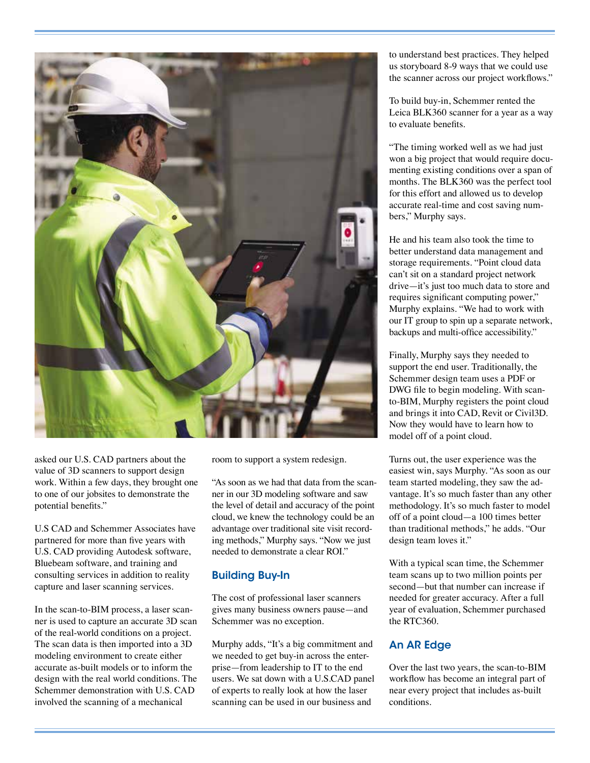asked our U.S. CAD partners about the value of 3D scanners to support design work. Within a few days, they brought one to one of our jobsites to demonstrate the potential benefits."

U.S CAD and Schemmer Associates have partnered for more than five years with U.S. CAD providing Autodesk software, Bluebeam software, and training and consulting services in addition to reality capture and laser scanning services.

In the scan-to-BIM process, a laser scanner is used to capture an accurate 3D scan of the real-world conditions on a project. The scan data is then imported into a 3D modeling environment to create either accurate as-built models or to inform the design with the real world conditions. The Schemmer demonstration with U.S. CAD involved the scanning of a mechanical room to support a system redesign.

"As soon as we had that data from the scanner in our 3D modeling software and saw the level of detail and accuracy of the point cloud, we knew the technology could be an advantage over traditional site visit recording methods," Murphy says. "Now we just needed to demonstrate a clear ROI."

## Building Buy-In

The cost of professional laser scanners gives many business owners pause—and Schemmer was no exception.

Murphy adds, "It's a big commitment and we needed to get buy-in across the enterprise—from leadership to IT to the end users. We sat down with a U.S.CAD panel of experts to really look at how the laser scanning can be used in our business and to understand best practices. They helped us storyboard 8-9 ways that we could use the scanner across our project workflows."

To build buy-in, Schemmer rented the Leica BLK360 scanner for a year as a way to evaluate benefits.

"The timing worked well as we had just won a big project that would require documenting existing conditions over a span of months. The BLK360 was the perfect tool for this effort and allowed us to develop accurate real-time and cost saving numbers," Murphy says.

He and his team also took the time to better understand data management and storage requirements. "Point cloud data can't sit on a standard project network drive—it's just too much data to store and requires significant computing power," Murphy explains. "We had to work with our IT group to spin up a separate network, backups and multi-office accessibility."

Finally, Murphy says they needed to support the end user. Traditionally, the Schemmer design team uses a PDF or DWG file to begin modeling. With scan-to-BIM, Murphy registers the point cloud and brings it into CAD, Revit or Civil3D. Now they would have to learn how to model off of a point cloud.

Turns out, the user experience was the easiest win, says Murphy. "As soon as our team started modeling, they saw the advantage. It's so much faster than any other methodology. It's so much faster to model off of a point cloud—a 100 times better than traditional methods," he adds. "Our design team loves it."

With a typical scan time, the Schemmer team scans up to two million points per second—but that number can increase if needed for greater accuracy. After a full year of evaluation, Schemmer purchased the RTC360.

## An AR Edge

Over the last two years, the scan-to-BIM workflow has become an integral part of near every project that includes as-built conditions.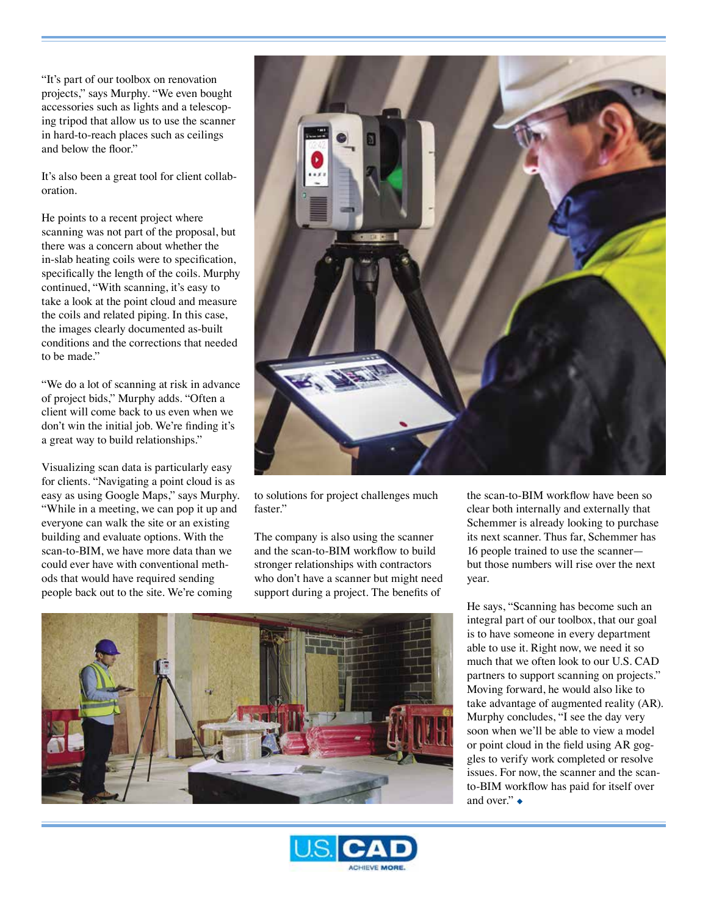"It's part of our toolbox on renovation projects," says Murphy. "We even bought accessories such as lights and a telescoping tripod that allow us to use the scanner in hard-to-reach places such as ceilings and below the floor."

It's also been a great tool for client collaboration.

He points to a recent project where scanning was not part of the proposal, but there was a concern about whether the in-slab heating coils were to specification, specifically the length of the coils. Murphy continued, "With scanning, it's easy to take a look at the point cloud and measure the coils and related piping. In this case, the images clearly documented as-built conditions and the corrections that needed to be made."

"We do a lot of scanning at risk in advance of project bids," Murphy adds. "Often a client will come back to us even when we don't win the initial job. We're finding it's a great way to build relationships."

Visualizing scan data is particularly easy for clients. "Navigating a point cloud is as easy as using Google Maps," says Murphy. "While in a meeting, we can pop it up and everyone can walk the site or an existing building and evaluate options. With the scan-to-BIM, we have more data than we could ever have with conventional methods that would have required sending people back out to the site. We're coming to solutions for project challenges much faster."

The company is also using the scanner and the scan-to-BIM workflow to build stronger relationships with contractors who don't have a scanner but might need support during a project. The benefits of the scan-to-BIM workflow have been so clear both internally and externally that Schemmer is already looking to purchase its next scanner. Thus far, Schemmer has 16 people trained to use the scanner—but those numbers will rise over the next year.

He says, "Scanning has become such an integral part of our toolbox, that our goal is to have someone in every department able to use it. Right now, we need it so much that we often look to our U.S. CAD partners to support scanning on projects." Moving forward, he would also like to take advantage of augmented reality (AR). Murphy concludes, "I see the day very soon when we'll be able to view a model or point cloud in the field using AR goggles to verify work completed or resolve issues. For now, the scanner and the scan-to-BIM workflow has paid for itself over and over." ◆